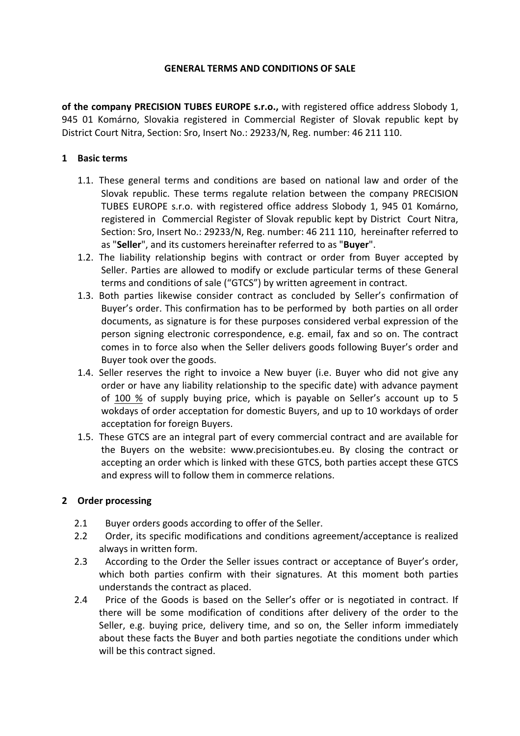# GENERAL TERMS AND CONDITIONS OF SALE

**of the company PRECISION TUBES EUROPE s.r.o.,** with registered office address Slobody 1, 945 01 Komárno, Slovakia registered in Commercial Register of Slovak republic kept by District Court Nitra, Section: Sro, Insert No.: 29233/N, Reg. number: 46 211 110.

## 1 Basic terms

1.1. These general terms and conditions are based on national law and order of the Slovak republic. These terms regalute relation between the company PRECISION TUBES EUROPE s.r.o. with registered office address Slobody 1, 945 01 Komárno, registered in Commercial Register of Slovak republic kept by District Court Nitra, Section: Sro, Insert No.: 29233/N, Reg. number: 46 211 110, hereinafter referred to as "**Seller**", and its customers hereinafter referred to as "**Buyer**".

1.2. The liability relationship begins with contract or order from Buyer accepted by Seller. Parties are allowed to modify or exclude particular terms of these General terms and conditions of sale ("GTCS") by written agreement in contract.

1.3. Both parties likewise consider contract as concluded by Seller's confirmation of Buyer's order. This confirmation has to be performed by both parties on all order documents, as signature is for these purposes considered verbal expression of the person signing electronic correspondence, e.g. email, fax and so on. The contract comes in to force also when the Seller delivers goods following Buyer's order and Buyer took over the goods.

1.4. Seller reserves the right to invoice a New buyer (i.e. Buyer who did not give any order or have any liability relationship to the specific date) with advance payment of <u>100 %</u> of supply buying price, which is payable on Seller's account up to 5 wokdays of order acceptation for domestic Buyers, and up to 10 workdays of order acceptation for foreign Buyers.

1.5. These GTCS are an integral part of every commercial contract and are available for the Buyers on the website: www.precisiontubes.eu. By closing the contract or accepting an order which is linked with these GTCS, both parties accept these GTCS and express will to follow them in commerce relations.

## 2 Order processing

2.1 Buyer orders goods according to offer of the Seller.

2.2 Order, its specific modifications and conditions agreement/acceptance is realized always in written form.

2.3 According to the Order the Seller issues contract or acceptance of Buyer's order, which both parties confirm with their signatures. At this moment both parties understands the contract as placed.

2.4 Price of the Goods is based on the Seller's offer or is negotiated in contract. If there will be some modification of conditions after delivery of the order to the Seller, e.g. buying price, delivery time, and so on, the Seller inform immediately about these facts the Buyer and both parties negotiate the conditions under which will be this contract signed.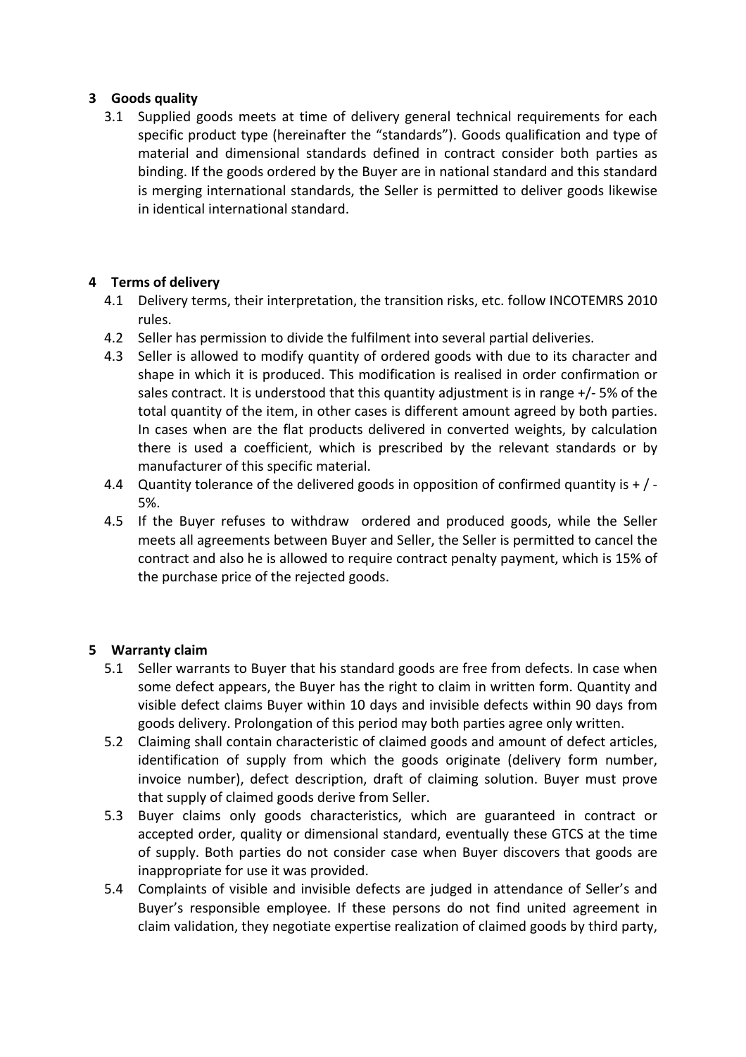## 3 Goods quality

3.1 Supplied goods meets at time of delivery general technical requirements for each specific product type (hereinafter the "standards"). Goods qualification and type of material and dimensional standards defined in contract consider both parties as binding. If the goods ordered by the Buyer are in national standard and this standard is merging international standards, the Seller is permitted to deliver goods likewise in identical international standard.

## 4 Terms of delivery

4.1 Delivery terms, their interpretation, the transition risks, etc. follow INCOTEMRS 2010 rules.

4.2 Seller has permission to divide the fulfilment into several partial deliveries.

4.3 Seller is allowed to modify quantity of ordered goods with due to its character and shape in which it is produced. This modification is realised in order confirmation or sales contract. It is understood that this quantity adjustment is in range +/- 5% of the total quantity of the item, in other cases is different amount agreed by both parties. In cases when are the flat products delivered in converted weights, by calculation there is used a coefficient, which is prescribed by the relevant standards or by manufacturer of this specific material.

4.4 Quantity tolerance of the delivered goods in opposition of confirmed quantity is + / - 5%.

4.5 If the Buyer refuses to withdraw ordered and produced goods, while the Seller meets all agreements between Buyer and Seller, the Seller is permitted to cancel the contract and also he is allowed to require contract penalty payment, which is 15% of the purchase price of the rejected goods.

## 5 Warranty claim

5.1 Seller warrants to Buyer that his standard goods are free from defects. In case when some defect appears, the Buyer has the right to claim in written form. Quantity and visible defect claims Buyer within 10 days and invisible defects within 90 days from goods delivery. Prolongation of this period may both parties agree only written.

5.2 Claiming shall contain characteristic of claimed goods and amount of defect articles, identification of supply from which the goods originate (delivery form number, invoice number), defect description, draft of claiming solution. Buyer must prove that supply of claimed goods derive from Seller.

5.3 Buyer claims only goods characteristics, which are guaranteed in contract or accepted order, quality or dimensional standard, eventually these GTCS at the time of supply. Both parties do not consider case when Buyer discovers that goods are inappropriate for use it was provided.

5.4 Complaints of visible and invisible defects are judged in attendance of Seller's and Buyer's responsible employee. If these persons do not find united agreement in claim validation, they negotiate expertise realization of claimed goods by third party,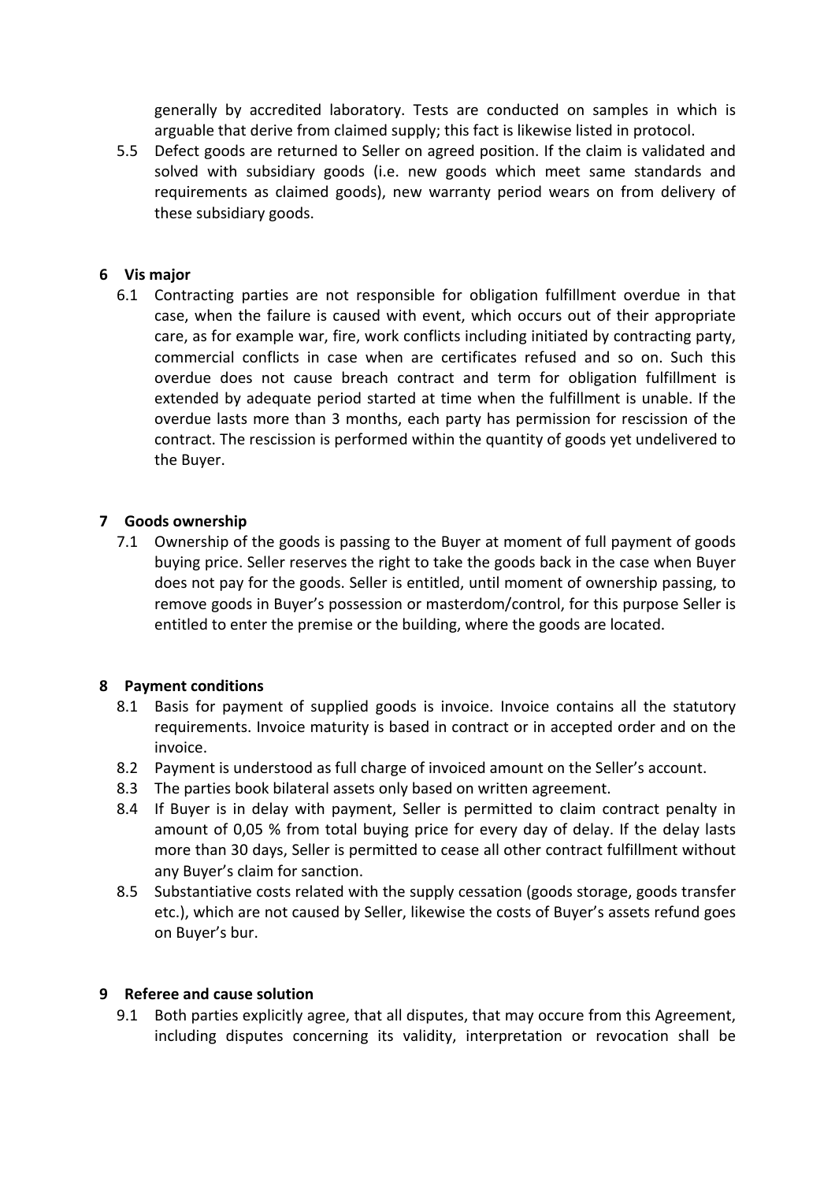generally by accredited laboratory. Tests are conducted on samples in which is arguable that derive from claimed supply; this fact is likewise listed in protocol.

5.5 Defect goods are returned to Seller on agreed position. If the claim is validated and solved with subsidiary goods (i.e. new goods which meet same standards and requirements as claimed goods), new warranty period wears on from delivery of these subsidiary goods.

## 6 Vis major

6.1 Contracting parties are not responsible for obligation fulfillment overdue in that case, when the failure is caused with event, which occurs out of their appropriate care, as for example war, fire, work conflicts including initiated by contracting party, commercial conflicts in case when are certificates refused and so on. Such this overdue does not cause breach contract and term for obligation fulfillment is extended by adequate period started at time when the fulfillment is unable. If the overdue lasts more than 3 months, each party has permission for rescission of the contract. The rescission is performed within the quantity of goods yet undelivered to the Buyer.

## 7 Goods ownership

7.1 Ownership of the goods is passing to the Buyer at moment of full payment of goods buying price. Seller reserves the right to take the goods back in the case when Buyer does not pay for the goods. Seller is entitled, until moment of ownership passing, to remove goods in Buyer's possession or masterdom/control, for this purpose Seller is entitled to enter the premise or the building, where the goods are located.

## 8 Payment conditions

8.1 Basis for payment of supplied goods is invoice. Invoice contains all the statutory requirements. Invoice maturity is based in contract or in accepted order and on the invoice.

8.2 Payment is understood as full charge of invoiced amount on the Seller's account.

8.3 The parties book bilateral assets only based on written agreement.

8.4 If Buyer is in delay with payment, Seller is permitted to claim contract penalty in amount of 0,05 % from total buying price for every day of delay. If the delay lasts more than 30 days, Seller is permitted to cease all other contract fulfillment without any Buyer's claim for sanction.

8.5 Substantiative costs related with the supply cessation (goods storage, goods transfer etc.), which are not caused by Seller, likewise the costs of Buyer's assets refund goes on Buyer's bur.

## 9 Referee and cause solution

9.1 Both parties explicitly agree, that all disputes, that may occure from this Agreement, including disputes concerning its validity, interpretation or revocation shall be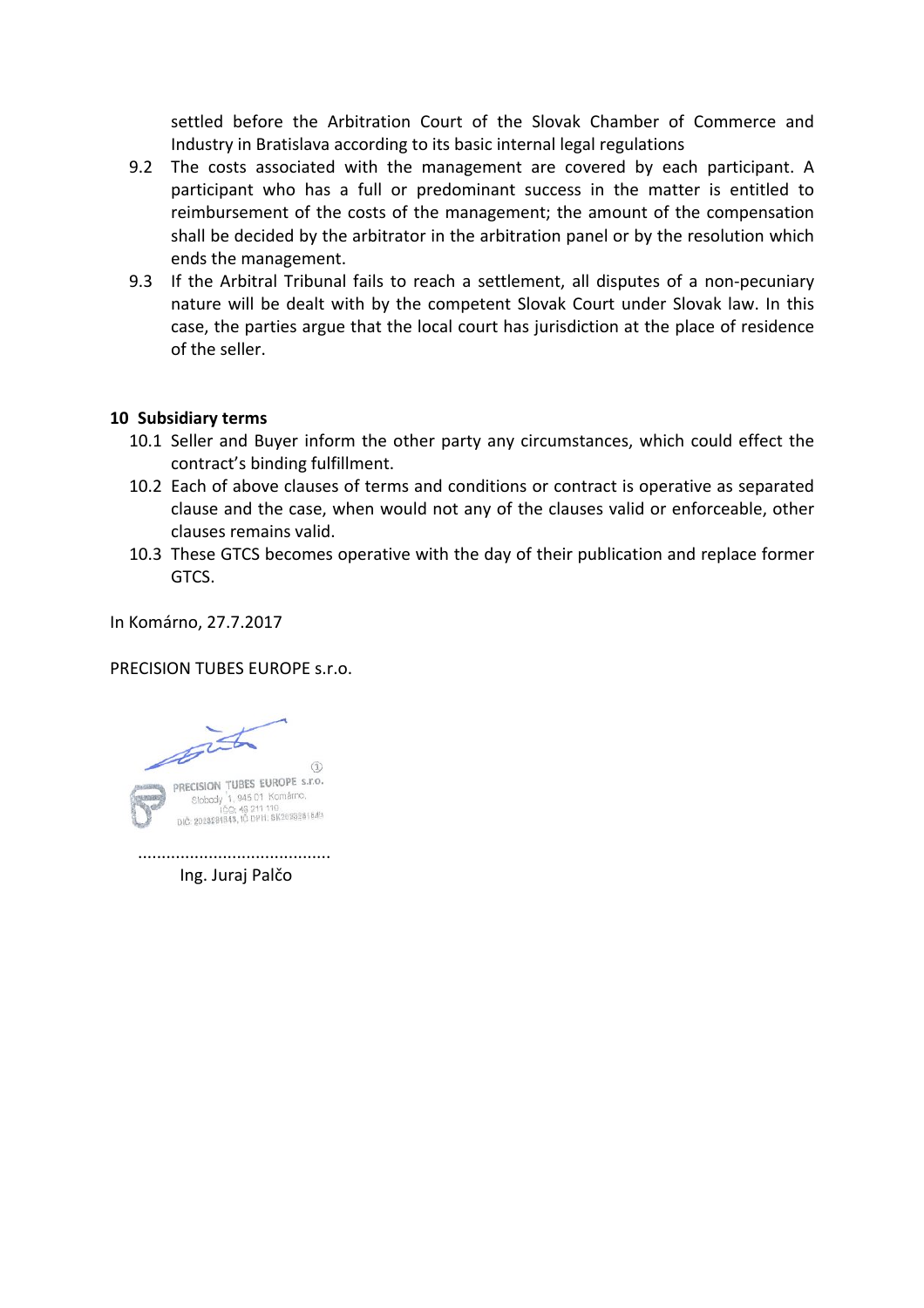settled before the Arbitration Court of the Slovak Chamber of Commerce and Industry in Bratislava according to its basic internal legal regulations

9.2 The costs associated with the management are covered by each participant. A participant who has a full or predominant success in the matter is entitled to reimbursement of the costs of the management; the amount of the compensation shall be decided by the arbitrator in the arbitration panel or by the resolution which ends the management.

9.3 If the Arbitral Tribunal fails to reach a settlement, all disputes of a non-pecuniary nature will be dealt with by the competent Slovak Court under Slovak law. In this case, the parties argue that the local court has jurisdiction at the place of residence of the seller.

## 10 Subsidiary terms

10.1 Seller and Buyer inform the other party any circumstances, which could effect the contract's binding fulfillment.

10.2 Each of above clauses of terms and conditions or contract is operative as separated clause and the case, when would not any of the clauses valid or enforceable, other clauses remains valid.

10.3 These GTCS becomes operative with the day of their publication and replace former GTCS.

In Komárno, 27.7.2017

PRECISION TUBES EUROPE s.r.o.

PRECISION TUBES EUROPE s.r.o.
Slobody 1, 945 01 Komárno,
IČO: 46 211 110
DIČ: 2023291343, IČ DPH: SK2023291343

........................................
Ing. Juraj Palčo